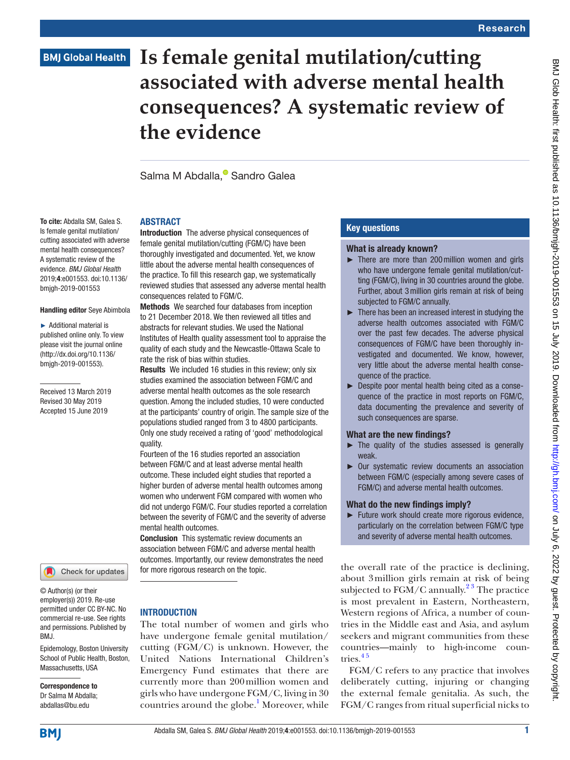# Is female genital mutilation/cutting associated with adverse mental health consequences? A systematic review of the evidence

Salma M Abdalla, Sandro Galea

**To cite:** Abdalla SM, Galea S. Is female genital mutilation/cutting associated with adverse mental health consequences? A systematic review of the evidence. *BMJ Global Health* 2019;**4**:e001553. doi:10.1136/bmjgh-2019-001553

**Handling editor** Seye Abimbola

► Additional material is published online only. To view please visit the journal online (http://dx.doi.org/10.1136/bmjgh-2019-001553).

Received 13 March 2019
Revised 30 May 2019
Accepted 15 June 2019

© Author(s) (or their employer(s)) 2019. Re-use permitted under CC BY-NC. No commercial re-use. See rights and permissions. Published by BMJ.

Epidemiology, Boston University School of Public Health, Boston, Massachusetts, USA

**Correspondence to**
Dr Salma M Abdalla;
abdallas@bu.edu

## ABSTRACT

**Introduction** The adverse physical consequences of female genital mutilation/cutting (FGM/C) have been thoroughly investigated and documented. Yet, we know little about the adverse mental health consequences of the practice. To fill this research gap, we systematically reviewed studies that assessed any adverse mental health consequences related to FGM/C.

**Methods** We searched four databases from inception to 21 December 2018. We then reviewed all titles and abstracts for relevant studies. We used the National Institutes of Health quality assessment tool to appraise the quality of each study and the Newcastle-Ottawa Scale to rate the risk of bias within studies.

**Results** We included 16 studies in this review; only six studies examined the association between FGM/C and adverse mental health outcomes as the sole research question. Among the included studies, 10 were conducted at the participants' country of origin. The sample size of the populations studied ranged from 3 to 4800 participants. Only one study received a rating of 'good' methodological quality.

Fourteen of the 16 studies reported an association between FGM/C and at least adverse mental health outcome. These included eight studies that reported a higher burden of adverse mental health outcomes among women who underwent FGM compared with women who did not undergo FGM/C. Four studies reported a correlation between the severity of FGM/C and the severity of adverse mental health outcomes.

**Conclusion** This systematic review documents an association between FGM/C and adverse mental health outcomes. Importantly, our review demonstrates the need for more rigorous research on the topic.

## Key questions

### What is already known?

► There are more than 200 million women and girls who have undergone female genital mutilation/cutting (FGM/C), living in 30 countries around the globe. Further, about 3 million girls remain at risk of being subjected to FGM/C annually.

► There has been an increased interest in studying the adverse health outcomes associated with FGM/C over the past few decades. The adverse physical consequences of FGM/C have been thoroughly investigated and documented. We know, however, very little about the adverse mental health consequence of the practice.

► Despite poor mental health being cited as a consequence of the practice in most reports on FGM/C, data documenting the prevalence and severity of such consequences are sparse.

### What are the new findings?

► The quality of the studies assessed is generally weak.

► Our systematic review documents an association between FGM/C (especially among severe cases of FGM/C) and adverse mental health outcomes.

### What do the new findings imply?

► Future work should create more rigorous evidence, particularly on the correlation between FGM/C type and severity of adverse mental health outcomes.

## INTRODUCTION

The total number of women and girls who have undergone female genital mutilation/cutting (FGM/C) is unknown. However, the United Nations International Children's Emergency Fund estimates that there are currently more than 200 million women and girls who have undergone FGM/C, living in 30 countries around the globe.[1] Moreover, while the overall rate of the practice is declining, about 3 million girls remain at risk of being subjected to FGM/C annually.[2,3] The practice is most prevalent in Eastern, Northeastern, Western regions of Africa, a number of countries in the Middle east and Asia, and asylum seekers and migrant communities from these countries—mainly to high-income countries.[4,5]

FGM/C refers to any practice that involves deliberately cutting, injuring or changing the external female genitalia. As such, the FGM/C ranges from ritual superficial nicks to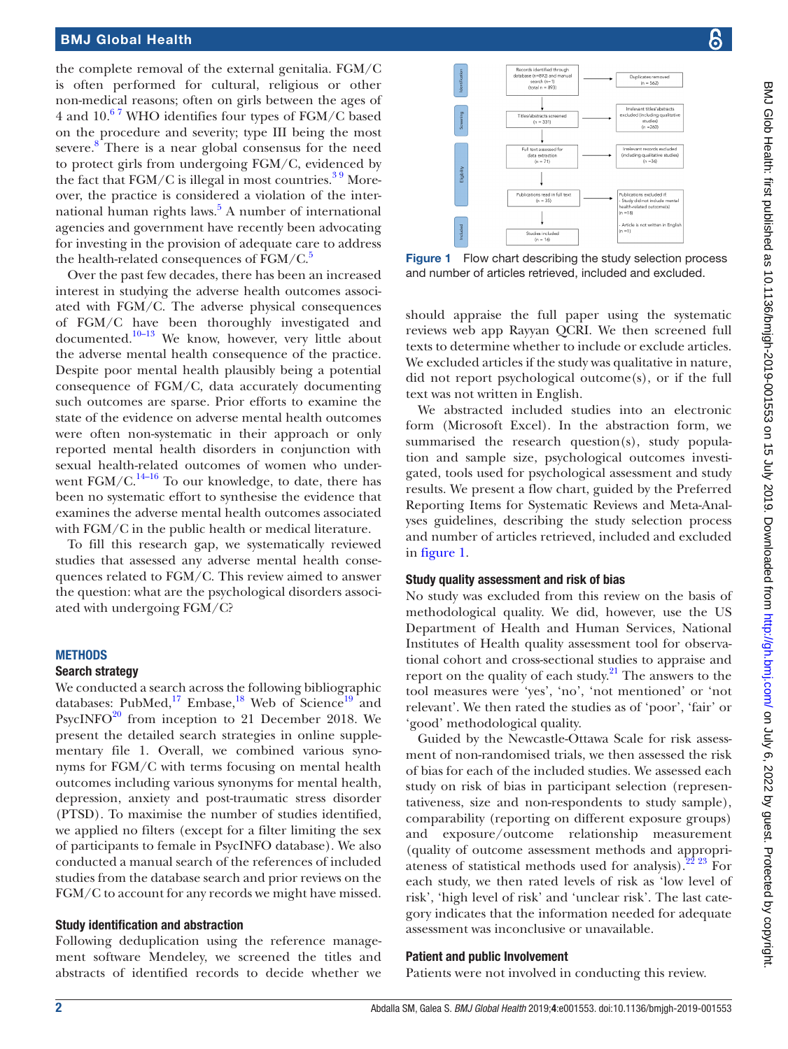the complete removal of the external genitalia. FGM/C is often performed for cultural, religious or other non-medical reasons; often on girls between the ages of 4 and 10.[6,7] WHO identifies four types of FGM/C based on the procedure and severity; type III being the most severe.[8] There is a near global consensus for the need to protect girls from undergoing FGM/C, evidenced by the fact that FGM/C is illegal in most countries.[3,9] Moreover, the practice is considered a violation of the international human rights laws.[5] A number of international agencies and government have recently been advocating for investing in the provision of adequate care to address the health-related consequences of FGM/C.[5]

Over the past few decades, there has been an increased interest in studying the adverse health outcomes associated with FGM/C. The adverse physical consequences of FGM/C have been thoroughly investigated and documented.[10–13] We know, however, very little about the adverse mental health consequence of the practice. Despite poor mental health plausibly being a potential consequence of FGM/C, data accurately documenting such outcomes are sparse. Prior efforts to examine the state of the evidence on adverse mental health outcomes were often non-systematic in their approach or only reported mental health disorders in conjunction with sexual health-related outcomes of women who underwent FGM/C.[14–16] To our knowledge, to date, there has been no systematic effort to synthesise the evidence that examines the adverse mental health outcomes associated with FGM/C in the public health or medical literature.

To fill this research gap, we systematically reviewed studies that assessed any adverse mental health consequences related to FGM/C. This review aimed to answer the question: what are the psychological disorders associated with undergoing FGM/C?

## METHODS

### Search strategy

We conducted a search across the following bibliographic databases: PubMed,[17] Embase,[18] Web of Science[19] and PsycINFO[20] from inception to 21 December 2018. We present the detailed search strategies in online supplementary file 1. Overall, we combined various synonyms for FGM/C with terms focusing on mental health outcomes including various synonyms for mental health, depression, anxiety and post-traumatic stress disorder (PTSD). To maximise the number of studies identified, we applied no filters (except for a filter limiting the sex of participants to female in PsycINFO database). We also conducted a manual search of the references of included studies from the database search and prior reviews on the FGM/C to account for any records we might have missed.

### Study identification and abstraction

Following deduplication using the reference management software Mendeley, we screened the titles and abstracts of identified records to decide whether we should appraise the full paper using the systematic reviews web app Rayyan QCRI. We then screened full texts to determine whether to include or exclude articles. We excluded articles if the study was qualitative in nature, did not report psychological outcome(s), or if the full text was not written in English.

| | | | |
|---|---|---|---|
| Identification | Records identified through database (n=892) and manual search (n=1) (total n = 893) | → | Duplicates removed (n = 562) |
| Screening | Titles/abstracts screened (n = 331) | → | Irrelevant titles/abstracts excluded (including qualitative studies) (n =260) |
| Eligibility | Full text assessed for data extraction (n = 71) | → | Irrelevant records excluded (including qualitative studies) (n =36) |
| | Publications read in full text (n = 35) | → | Publications excluded if: - Study did not include mental health-related outcome(s) (n =18) - Article is not written in English (n =1) |
| Included | Studies included (n = 16) | | |

**Figure 1** Flow chart describing the study selection process and number of articles retrieved, included and excluded.

We abstracted included studies into an electronic form (Microsoft Excel). In the abstraction form, we summarised the research question(s), study population and sample size, psychological outcomes investigated, tools used for psychological assessment and study results. We present a flow chart, guided by the Preferred Reporting Items for Systematic Reviews and Meta-Analyses guidelines, describing the study selection process and number of articles retrieved, included and excluded in figure 1.

### Study quality assessment and risk of bias

No study was excluded from this review on the basis of methodological quality. We did, however, use the US Department of Health and Human Services, National Institutes of Health quality assessment tool for observational cohort and cross-sectional studies to appraise and report on the quality of each study.[21] The answers to the tool measures were 'yes', 'no', 'not mentioned' or 'not relevant'. We then rated the studies as of 'poor', 'fair' or 'good' methodological quality.

Guided by the Newcastle-Ottawa Scale for risk assessment of non-randomised trials, we then assessed the risk of bias for each of the included studies. We assessed each study on risk of bias in participant selection (representativeness, size and non-respondents to study sample), comparability (reporting on different exposure groups) and exposure/outcome relationship measurement (quality of outcome assessment methods and appropriateness of statistical methods used for analysis).[22,23] For each study, we then rated levels of risk as 'low level of risk', 'high level of risk' and 'unclear risk'. The last category indicates that the information needed for adequate assessment was inconclusive or unavailable.

### Patient and public Involvement

Patients were not involved in conducting this review.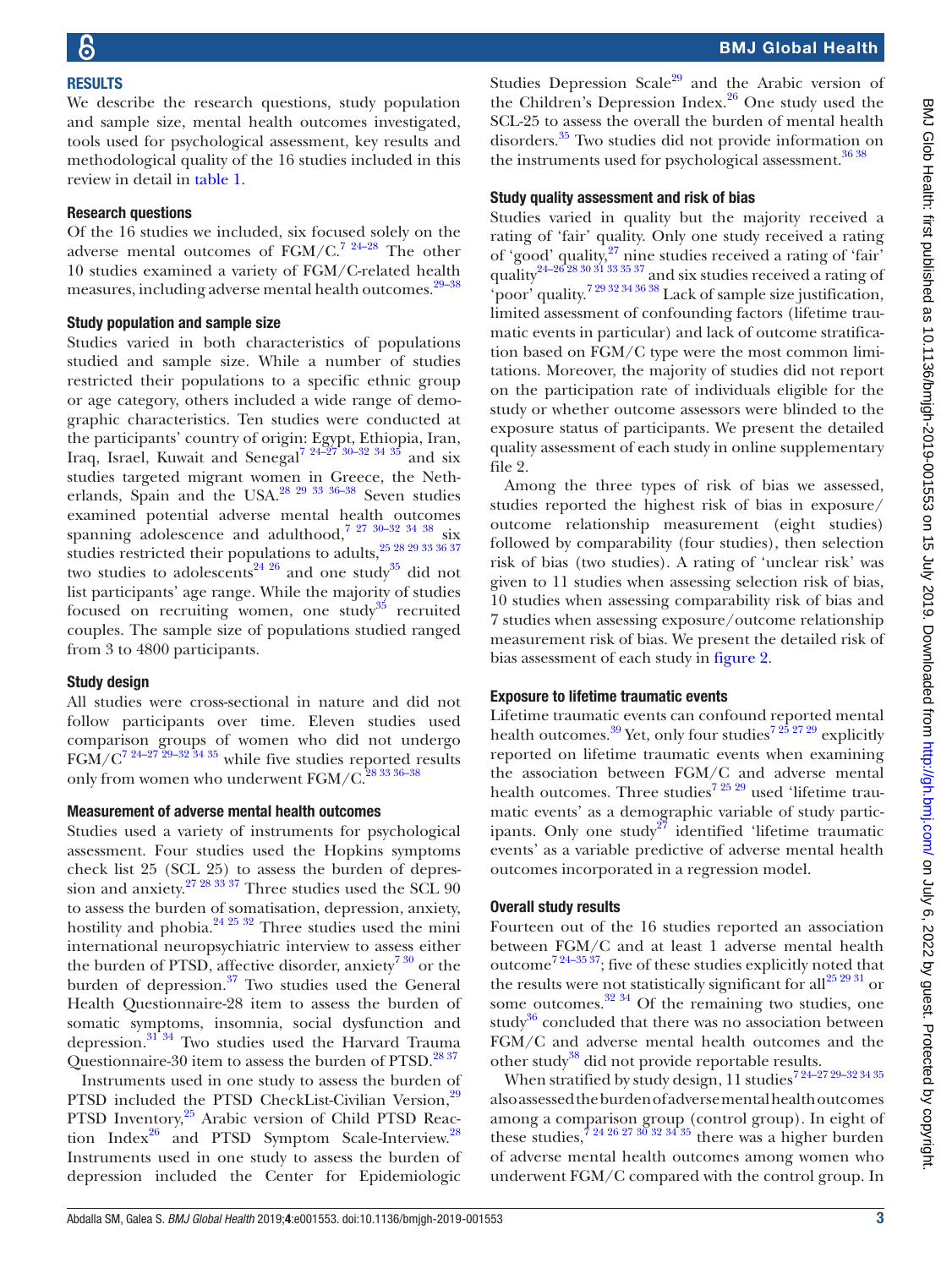## RESULTS

We describe the research questions, study population and sample size, mental health outcomes investigated, tools used for psychological assessment, key results and methodological quality of the 16 studies included in this review in detail in table 1.

### Research questions

Of the 16 studies we included, six focused solely on the adverse mental outcomes of FGM/C.[7 24–28] The other 10 studies examined a variety of FGM/C-related health measures, including adverse mental health outcomes.[29–38]

### Study population and sample size

Studies varied in both characteristics of populations studied and sample size. While a number of studies restricted their populations to a specific ethnic group or age category, others included a wide range of demographic characteristics. Ten studies were conducted at the participants' country of origin: Egypt, Ethiopia, Iran, Iraq, Israel, Kuwait and Senegal[7 24–27 30–32 34 35] and six studies targeted migrant women in Greece, the Netherlands, Spain and the USA.[28 29 33 36–38] Seven studies examined potential adverse mental health outcomes spanning adolescence and adulthood,[7 27 30–32 34 38] six studies restricted their populations to adults,[25 28 29 33 36 37] two studies to adolescents[24 26] and one study[35] did not list participants' age range. While the majority of studies focused on recruiting women, one study[35] recruited couples. The sample size of populations studied ranged from 3 to 4800 participants.

### Study design

All studies were cross-sectional in nature and did not follow participants over time. Eleven studies used comparison groups of women who did not undergo FGM/C[7 24–27 29–32 34 35] while five studies reported results only from women who underwent FGM/C.[28 33 36–38]

### Measurement of adverse mental health outcomes

Studies used a variety of instruments for psychological assessment. Four studies used the Hopkins symptoms check list 25 (SCL 25) to assess the burden of depression and anxiety.[27 28 33 37] Three studies used the SCL 90 to assess the burden of somatisation, depression, anxiety, hostility and phobia.[24 25 32] Three studies used the mini international neuropsychiatric interview to assess either the burden of PTSD, affective disorder, anxiety[7 30] or the burden of depression.[37] Two studies used the General Health Questionnaire-28 item to assess the burden of somatic symptoms, insomnia, social dysfunction and depression.[31 34] Two studies used the Harvard Trauma Questionnaire-30 item to assess the burden of PTSD.[28 37]

Instruments used in one study to assess the burden of PTSD included the PTSD CheckList-Civilian Version,[29] PTSD Inventory,[25] Arabic version of Child PTSD Reaction Index[26] and PTSD Symptom Scale-Interview.[28] Instruments used in one study to assess the burden of depression included the Center for Epidemiologic Studies Depression Scale[29] and the Arabic version of the Children's Depression Index.[26] One study used the SCL-25 to assess the overall the burden of mental health disorders.[35] Two studies did not provide information on the instruments used for psychological assessment.[36 38]

### Study quality assessment and risk of bias

Studies varied in quality but the majority received a rating of 'fair' quality. Only one study received a rating of 'good' quality,[27] nine studies received a rating of 'fair' quality[24–26 28 30 31 33 35 37] and six studies received a rating of 'poor' quality.[7 29 32 34 36 38] Lack of sample size justification, limited assessment of confounding factors (lifetime traumatic events in particular) and lack of outcome stratification based on FGM/C type were the most common limitations. Moreover, the majority of studies did not report on the participation rate of individuals eligible for the study or whether outcome assessors were blinded to the exposure status of participants. We present the detailed quality assessment of each study in online supplementary file 2.

Among the three types of risk of bias we assessed, studies reported the highest risk of bias in exposure/outcome relationship measurement (eight studies) followed by comparability (four studies), then selection risk of bias (two studies). A rating of 'unclear risk' was given to 11 studies when assessing selection risk of bias, 10 studies when assessing comparability risk of bias and 7 studies when assessing exposure/outcome relationship measurement risk of bias. We present the detailed risk of bias assessment of each study in figure 2.

### Exposure to lifetime traumatic events

Lifetime traumatic events can confound reported mental health outcomes.[39] Yet, only four studies[7 25 27 29] explicitly reported on lifetime traumatic events when examining the association between FGM/C and adverse mental health outcomes. Three studies[7 25 29] used 'lifetime traumatic events' as a demographic variable of study participants. Only one study[27] identified 'lifetime traumatic events' as a variable predictive of adverse mental health outcomes incorporated in a regression model.

### Overall study results

Fourteen out of the 16 studies reported an association between FGM/C and at least 1 adverse mental health outcome[7 24–35 37]; five of these studies explicitly noted that the results were not statistically significant for all[25 29 31] or some outcomes.[32 34] Of the remaining two studies, one study[36] concluded that there was no association between FGM/C and adverse mental health outcomes and the other study[38] did not provide reportable results.

When stratified by study design, 11 studies[7 24–27 29–32 34 35] also assessed the burden of adverse mental health outcomes among a comparison group (control group). In eight of these studies,[7 24 26 27 30 32 34 35] there was a higher burden of adverse mental health outcomes among women who underwent FGM/C compared with the control group. In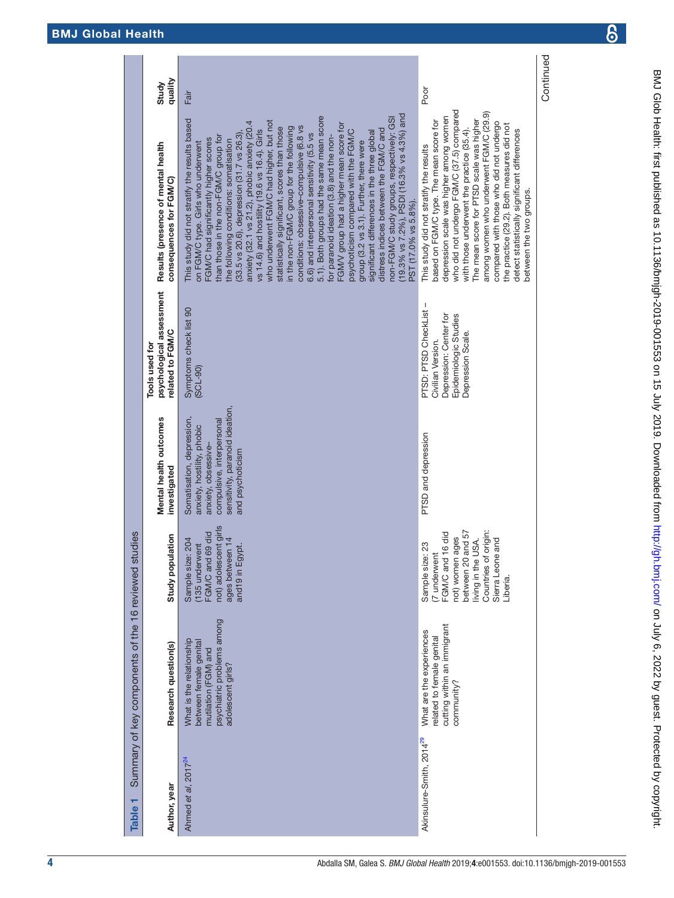**Table 1** Summary of key components of the 16 reviewed studies

| Author, year | Research question(s) | Study population | Mental health outcomes investigated | Tools used for psychological assessment related to FGM/C | Results (presence of mental health consequences for FGM/C) | Study quality |
|---|---|---|---|---|---|---|
| Ahmed *et al*, 2017[24] | What is the relationship between female genital mutilation (FGM) and psychiatric problems among adolescent girls? | Sample size: 204 (135 underwent FGM/C and 69 did not) adolescent girls ages between 14 and19 in Egypt. | Somatisation, depression, anxiety, hostility, phobic anxiety, obsessive–compulsive, interpersonal sensitivity, paranoid ideation, and psychoticism | Symptoms check list 90 (SCL-90) | This study did not stratify the results based on FGM/C type. Girls who underwent FGM/C had significantly higher scores than those in the non-FGM/C group for the following conditions: somatisation (33.5 vs 20.6), depression (31.7 vs 26.3), anxiety (32.1 vs 21.2), phobic anxiety (20.4 vs 14.6) and hostility (19.6 vs 16.4). Girls who underwent FGM/C had higher, but not statistically significant, scores than those in the non-FGM/C group for the following conditions: obsessive–compulsive (6.8 vs 6.6) and interpersonal sensitivity (5.5 vs 5.1). Both groups had the same mean score for paranoid ideation (3.8) and the non-FGM/V group had a higher mean score for psychoticism compared with the FGM/C group (3.2 vs 3.1). Further, there were significant differences in the three global distress indices between the FGM/C and non-FGM/C study groups, respectively: GSI (19.3% vs 7.2%), PSDI (16.3% vs 4.3%) and PST (17.0% vs 5.8%). | Fair |
| Akinsulure-Smith, 2014[29] | What are the experiences related to female genital cutting within an immigrant community? | Sample size: 23 (7 underwent FGM/C and 16 did not) women ages between 20 and 57 living in the USA. Countries of origin: Sierra Leone and Liberia. | PTSD and depression | PTSD: PTSD CheckList – Civilian Version. Depression: Center for Epidemiologic Studies Depression Scale. | This study did not stratify the results based on FGM/C type. The mean score for depression scale was higher among women who did not undergo FGM/C (37.5) compared with those underwent the practice (35.4). The mean score for PTSD scale was higher among women who underwent FGM/C (29.9) compared with those who did not undergo the practice (29.2). Both measures did not detect statistically significant differences between the two groups. | Poor |

Continued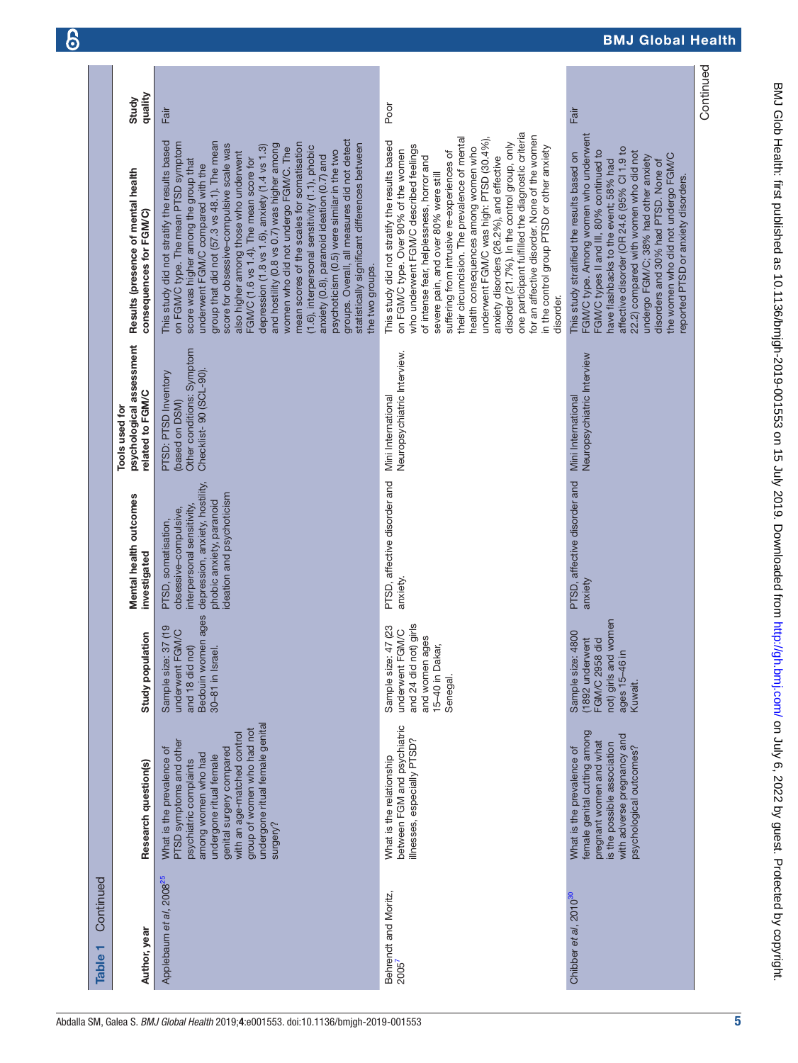**Table 1** Continued

| Author, year | Research question(s) | Study population | Mental health outcomes investigated | Tools used for psychological assessment related to FGM/C | Results (presence of mental health consequences for FGM/C) | Study quality |
|---|---|---|---|---|---|---|
| Applebaum *et al*, 2008[25] | What is the prevalence of PTSD symptoms and other psychiatric complaints among women who had undergone ritual female genital surgery compared with an age-matched control group of women who had not undergone ritual female genital surgery? | Sample size: 37 (19 underwent FGM/C and 18 did not) Bedouin women ages 30–81 in Israel. | PTSD, somatisation, obsessive–compulsive, interpersonal sensitivity, depression, anxiety, hostility, phobic anxiety, paranoid ideation and psychoticism | PTSD: PTSD Inventory (based on DSM) Other conditions: Symptom Checklist- 90 (SCL-90). | This study did not stratify the results based on FGM/C type. The mean PTSD symptom score was higher among the group that underwent FGM/C compared with the group that did not (57.3 vs 48.1). The mean score for obsessive–compulsive scale was also higher among those who underwent FGM/C (1.6 vs 1.4). The mean score for depression (1.8 vs 1.6), anxiety (1.4 vs 1.3) and hostility (0.8 vs 0.7) was higher among women who did not undergo FGM/C. The mean scores of the scales for somatisation (1.6), interpersonal sensitivity (1.1), phobic anxiety (0.8), paranoid ideation (0.7) and psychoticism (0.5) were similar in the two groups. Overall, all measures did not detect statistically significant differences between the two groups. | Fair |
| Behrendt and Moritz, 2005[7] | What is the relationship between FGM and psychiatric illnesses, especially PTSD? | Sample size: 47 (23 underwent FGM/C and 24 did not) girls and women ages 15–40 in Dakar, Senegal. | PTSD, affective disorder and anxiety. | Mini International Neuropsychiatric Interview. | This study did not stratify the results based on FGM/C type. Over 90% of the women who underwent FGM/C described feelings of intense fear, helplessness, horror and severe pain, and over 80% were still suffering from intrusive re-experiences of their circumcision. The prevalence of mental health consequences among women who underwent FGM/C was high: PTSD (30.4%), anxiety disorders (26.2%), and effective disorder (21.7%). In the control group, only one participant fulfilled the diagnostic criteria for an affective disorder. None of the women in the control group PTSD or other anxiety disorder. | Poor |
| Chibber *et al*, 2010[30] | What is the prevalence of female genital cutting among pregnant women and what is the possible association with adverse pregnancy and psychological outcomes? | Sample size: 4800 (1892 underwent FGM/C 2958 did not) girls and women ages 15–46 in Kuwait. | PTSD, affective disorder and anxiety | Mini International Neuropsychiatric Interview | This study stratified the results based on FGM/C type. Among women who underwent FGM/C types II and III, 80% continued to have flashbacks to the event; 58% had affective disorder (OR 24.6 (95% CI 1.9 to 22.2) compared with women who did not undergo FGM/C; 38% had other anxiety disorders and 30% had PTSD. None of the women who did not undergo FGM/C reported PTSD or anxiety disorders. | Fair |

Continued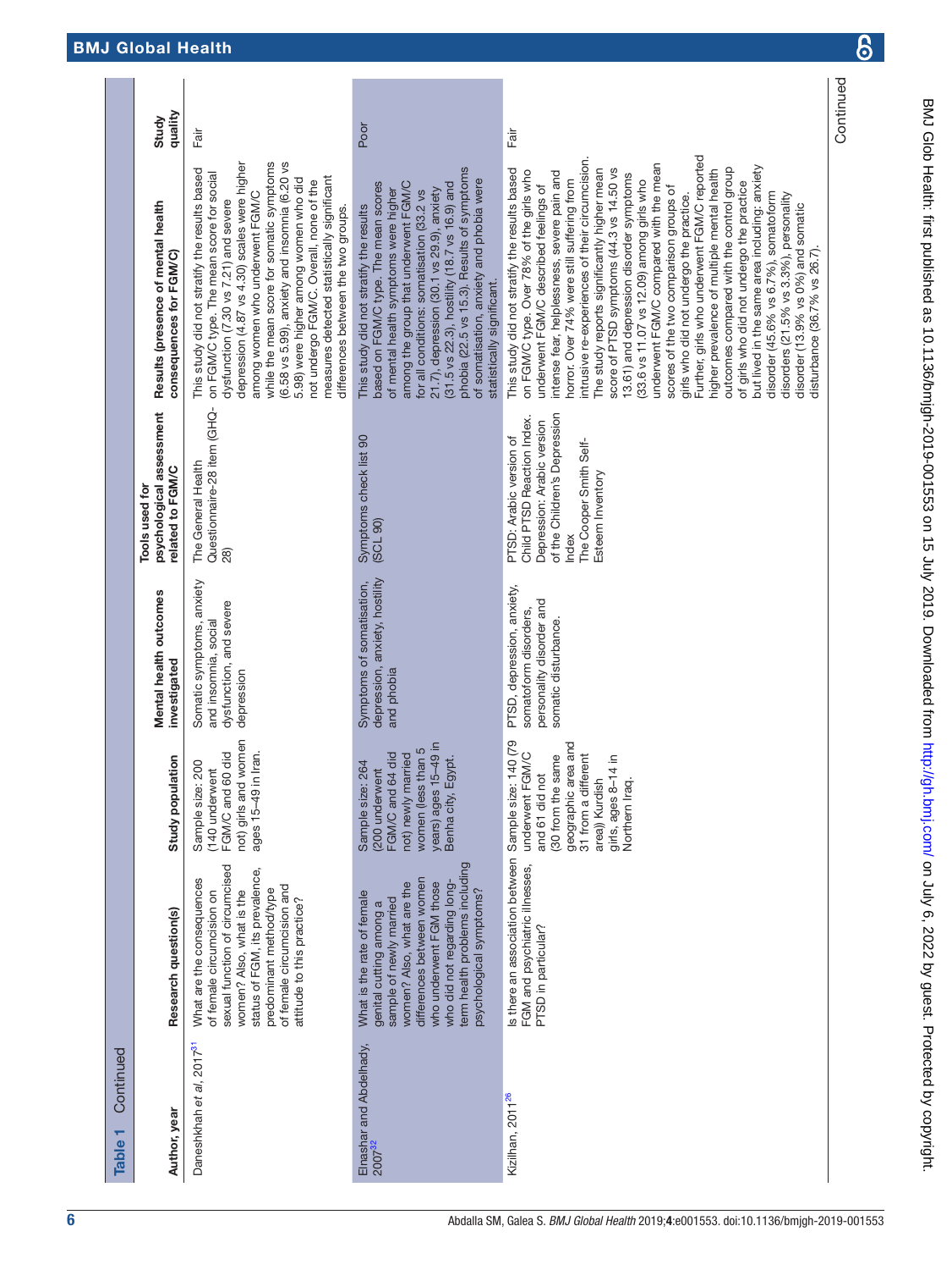Table 1 Continued

| Author, year | Research question(s) | Study population | Mental health outcomes investigated | Tools used for psychological assessment related to FGM/C | Results (presence of mental health consequences for FGM/C) | Study quality |
|---|---|---|---|---|---|---|
| Daneshkhah *et al*, 2017[31] | What are the consequences of female circumcision on sexual function of circumcised women? Also, what is the status of FGM, its prevalence, predominant method/type of female circumcision and attitude to this practice? | Sample size: 200 (140 underwent FGM/C and 60 did not) girls and women ages 15–49 in Iran. | Somatic symptoms, anxiety and insomnia, social dysfunction, and severe depression | The General Health Questionnaire-28 item (GHQ-28) | This study did not stratify the results based on FGM/C type. The mean score for social dysfunction (7.30 vs 7.21) and severe depression (4.87 vs 4.30) scales were higher among women who underwent FGM/C while the mean score for somatic symptoms (6.58 vs 5.99), anxiety and insomnia (6.20 vs 5.98) were higher among women who did not undergo FGM/C. Overall, none of the measures detected statistically significant differences between the two groups. | Fair |
| Elnashar and Abdelhady, 2007[32] | What is the rate of female genital cutting among a sample of newly married women? Also, what are the differences between women who underwent FGM those who did not regarding long-term health problems including psychological symptoms? | Sample size: 264 (200 underwent FGM/C and 64 did not) newly married women (less than 5 years) ages 15–49 in Benha city, Egypt. | Symptoms of somatisation, depression, anxiety, hostility and phobia | Symptoms check list 90 (SCL 90) | This study did not stratify the results based on FGM/C type. The mean scores of mental health symptoms were higher among the group that underwent FGM/C for all conditions: somatisation (33.2 vs 21.7), depression (30.1 vs 29.9), anxiety (31.5 vs 22.3), hostility (18.7 vs 16.9) and phobia (22.5 vs 15.3). Results of symptoms of somatisation, anxiety and phobia were statistically significant. | Poor |
| Kizilhan, 2011[26] | Is there an association between FGM and psychiatric illnesses, PTSD in particular? | Sample size: 140 (79 underwent FGM/C and 61 did not (30 from the same geographic area and 31 from a different area)) Kurdish girls, ages 8–14 in Northern Iraq. | PTSD, depression, anxiety, somatoform disorders, personality disorder and somatic disturbance. | PTSD: Arabic version of Child PTSD Reaction Index. Depression: Arabic version of the Children's Depression Index<br>The Cooper Smith Self-Esteem Inventory | This study did not stratify the results based on FGM/C type. Over 78% of the girls who underwent FGM/C described feelings of intense fear, helplessness, severe pain and horror. Over 74.4% were still suffering from intrusive re-experiences of their circumcision. The study reports significantly higher mean score of PTSD symptoms (44.3 vs 14.50 vs 13.61) and depression disorder symptoms (33.6 vs 11.07 vs 12.09) among girls who underwent FGM/C compared with the mean scores of the two comparison groups of girls who did not undergo the practice. Further, girls who underwent FGM/C reported higher prevalence of multiple mental health outcomes compared with the control group of girls who did not undergo the practice but lived in the same area including: anxiety disorder (45.6% vs 6.7%), somatoform disorders (21.5% vs 3.3%), personality disorder (13.9% vs 0%) and somatic disturbance (36.7% vs 26.7). | Fair |

Continued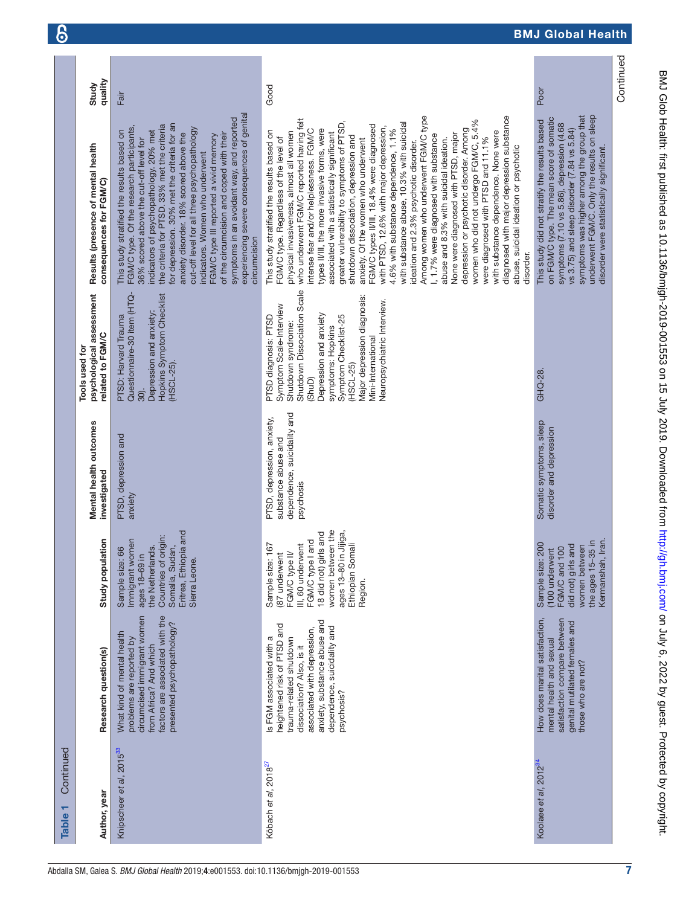**Table 1** Continued

| Author, year | Research question(s) | Study population | Mental health outcomes investigated | Tools used for psychological assessment related to FGM/C | Results (presence of mental health consequences for FGM/C) | Study quality |
|---|---|---|---|---|---|---|
| Knipscheer *et al*, 2015[33] | What kind of mental health problems are reported by circumcised immigrant women from Africa? And which factors are associated with the presented psychopathology? | Sample size: 66 Immigrant women ages 18–69 in the Netherlands. Countries of origin: Somalia, Sudan, Eritrea, Ethiopia and Sierra Leone. | PTSD, depression and anxiety | PTSD: Harvard Trauma Questionnaire-30 item (HTQ-30). Depression and anxiety: Hopkins Symptom Checklist (HSCL-25). | This study stratified the results based on FGM/C type. Of the research participants, 36% scored above the cut-off level for indicators of psychopathology. 20% met the criteria for PTSD. 33% met the criteria for depression. 30% met the criteria for an anxiety disorder. 18% scored above the cut-off level for all three psychopathology indicators. Women who underwent FGM/C type III reported a vivid memory of the circumcision and coped with their symptoms in an avoidant way, and reported experiencing severe consequences of genital circumcision | Fair |
| Köbach *et al*, 2018[27] | Is FGM associated with a heightened risk of PTSD and trauma-related shutdown dissociation? Also, is it associated with depression, anxiety, substance abuse and dependence, suicidality and psychosis? | Sample size: 167 (87 underwent FGM/C type II/III, 60 underwent FGM/C type I and 18 did not) girls and women between the ages 13–80 in Jijiga, Ethiopian Somali Region. | PTSD, depression, anxiety, substance abuse and dependence, suicidality and psychosis | PTSD diagnosis: PTSD Symptom Scale-Interview Shutdown syndrome: Shutdown Dissociation Scale (ShuD) Depression and anxiety symptoms: Hopkins Symptom Checklist-25 (HSCL-25) Major depression diagnosis: Mini-International Neuropsychiatric Interview. | This study stratified the results based on FGM/C type. Regardless of the level of physical invasiveness, almost all women who underwent FGM/C reported having felt intense fear and/or helplessness. FGM/C types II/III, the more invasive forms, were associated with a statistically significant greater vulnerability to symptoms of PTSD, shutdown dissociation, depression and anxiety. Of the women who underwent FGM/C types II/III, 18.4% were diagnosed with PTSD, 12.6% with major depression, 4.6% with substance dependence, 1.1% with substance abuse, 10.3% with suicidal ideation and 2.3% psychotic disorder. Among women who underwent FGM/C type I, 1.7% were diagnosed with substance abuse and 8.3% with suicidal ideation. None were diagnosed with PTSD, major depression or psychotic disorder. Among women who did not undergo FGM/C, 5.4% were diagnosed with PTSD and 11.1% with substance dependence. None were diagnosed with major depression substance abuse, suicidal ideation or psychotic disorder. | Good |
| Koolaee *et al*, 2012[34] | How does marital satisfaction, mental health and sexual satisfaction compare between genital mutilated females and those who are not? | Sample size: 200 (100 underwent FGM/C and 100 did not) girls and women between the ages 15–35 in Kermanshah, Iran. | Somatic symptoms, sleep disorder and depression | GHQ-28. | This study did not stratify the results based on FGM/C type. The mean score of somatic symptoms (7.10 vs 5.86), depression (4.68 vs 3.75) and sleep disorder (7.84 vs 5.84) symptoms was higher among the group that underwent FGM/C. Only the results on sleep disorder were statistically significant. | Poor |

Continued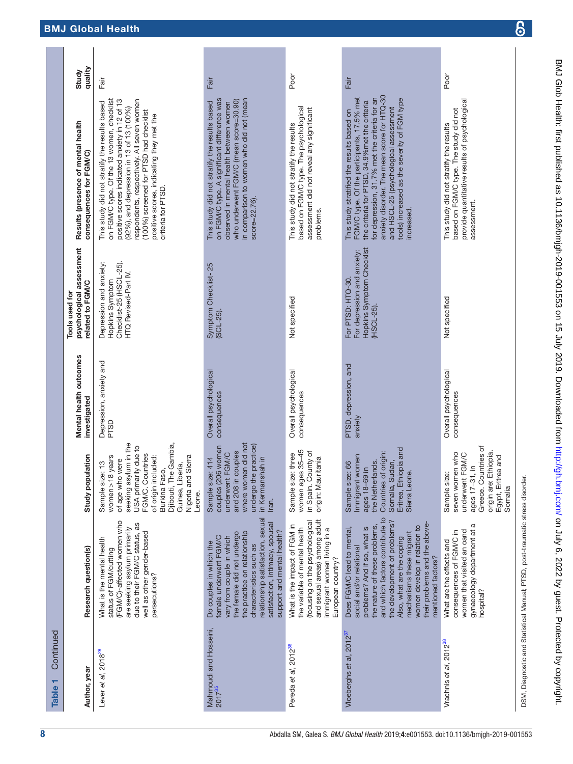**Table 1** Continued

| Author, year | Research question(s) | Study population | Mental health outcomes investigated | Tools used for psychological assessment related to FGM/C | Results (presence of mental health consequences for FGM/C) | Study quality |
|---|---|---|---|---|---|---|
| Lever *et al*, 2018[28] | What is the mental health status of FGM/cutting (FGM/C)-affected women who are seeking asylum primarily due to their FGM/C status, as well as other gender-based persecutions? | Sample size: 13 women >18 years of age who were seeking asylum in the USA primarily due to FGM/C. Countries of origin included: Burkina Faso, Djibouti, The Gambia, Guinea, Liberia, Nigeria and Sierra Leone. | Depression, anxiety and PTSD | Depression and anxiety: Hopkins Symptom Checklist-25 (HSCL-25). HTQ Revised-Part IV. | This study did not stratify the results based on FGM/C type. Of the 13 women, checklist positive scores indicated anxiety in 12 of 13 (92%), and depression in 13 of 13 (100%) respondents, respectively. All seven women (100%) screened for PTSD had checklist positive scores, indicating they met the criteria for PTSD. | Fair |
| Mahmoudi and Hosseini, 2017[35] | Do couples in which the female underwent FGM/C vary from couple in which the female did not undergo the practice on relationship characteristics such as relationship satisfaction, sexual satisfaction, intimacy, spousal support and mental health? | Sample size: 414 couples (206 women underwent FGM/C and 208 in couples where women did not undergo the practice) in Kermanshah in Iran. | Overall psychological consequences | Symptom Checklist- 25 (SCL-25). | This study did not stratify the results based on FGM/C type. A significant difference was observed in mental health between women who underwent FGM/C (mean score=30.90) in comparison to women who did not (mean score=22.76). | Fair |
| Pereda *et al*, 2012[36] | What is the impact of FGM in the variable of mental health (focusing on the psychological and sexual areas) among adult immigrant women living in a European country? | Sample size: three women ages 35–45 in Spain. County of origin: Mauritania | Overall psychological consequences | Not specified | This study did not stratify the results based on FGM/C type. The psychological assessment did not reveal any significant problems. | Poor |
| Vloeberghs *et al*, 2012[37] | Does FGM/C lead to mental, social and/or relational problems? And if so, what is the nature of these problems, and which factors contribute to the development of problems? Also, what are the coping mechanisms these migrant women develop in relation to their problems and the above-mentioned factors? | Sample size: 66 Immigrant women ages 18–69 in the Netherlands. Countries of origin: Somalia, Sudan, Eritrea, Ethiopia and Sierra Leone. | PTSD, depression, and anxiety | For PTSD: HTQ-30. For depression and anxiety: Hopkins Symptom Checklist (HSCL-25). | This study stratified the results based on FGM/C type. Of the participants, 17.5% met the criteria for PTSD, 34.9%met the criteria for depression, 31.7% met the criteria for an anxiety disorder. The mean score for HTQ-30 and HSCL-25 (psychological assessment tools) increased as the severity of FGM type increased. | Fair |
| Vrachnis *et al*, 2012[38] | What are the effects and consequences of FGM/C in women that visited an oand gynaecology department at a hospital? | Sample size: seven women who underwent FGM/C ages 17–31, in Greece. Countries of origin are: Ethiopia, Egypt, Eritrea and Somalia | Overall psychological consequences | Not specified | This study did not stratify the results based on FGM/C type. The study did not provide quantitative results of psychological assessment. | Poor |

DSM, Diagnostic and Statistical Manual; PTSD, post-traumatic stress disorder.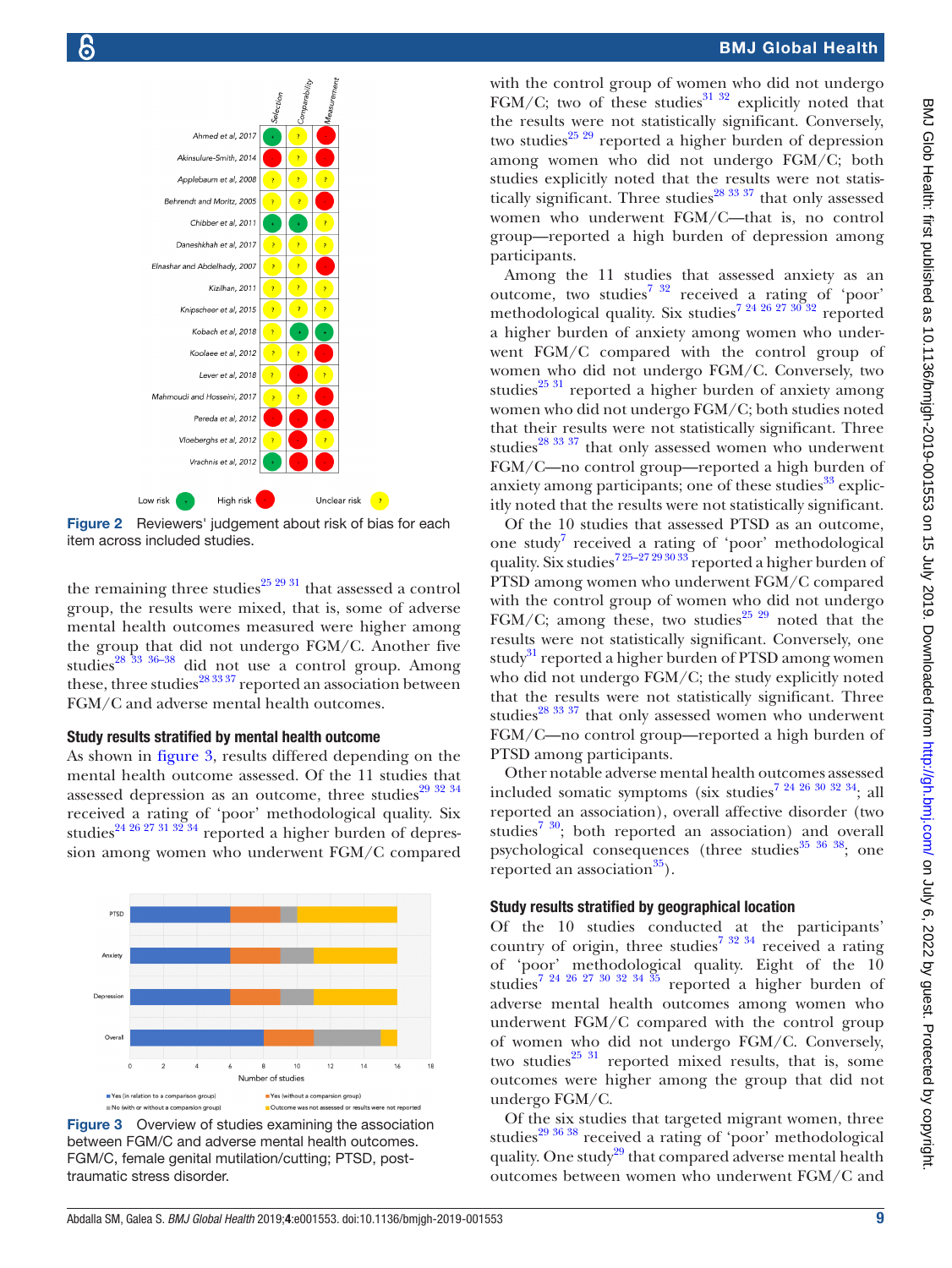Figure 2 Reviewers' judgement about risk of bias for each item across included studies.

the remaining three studies[25 29 31] that assessed a control group, the results were mixed, that is, some of adverse mental health outcomes measured were higher among the group that did not undergo FGM/C. Another five studies[28 33 36–38] did not use a control group. Among these, three studies[28 33 37] reported an association between FGM/C and adverse mental health outcomes.

### Study results stratified by mental health outcome

As shown in figure 3, results differed depending on the mental health outcome assessed. Of the 11 studies that assessed depression as an outcome, three studies[29 32 34] received a rating of 'poor' methodological quality. Six studies[24 26 27 31 32 34] reported a higher burden of depression among women who underwent FGM/C compared with the control group of women who did not undergo FGM/C; two of these studies[31 32] explicitly noted that the results were not statistically significant. Conversely, two studies[25 29] reported a higher burden of depression among women who did not undergo FGM/C; both studies explicitly noted that the results were not statistically significant. Three studies[28 33 37] that only assessed women who underwent FGM/C—that is, no control group—reported a high burden of depression among participants.

Among the 11 studies that assessed anxiety as an outcome, two studies[7 32] received a rating of 'poor' methodological quality. Six studies[7 24 26 27 30 32] reported a higher burden of anxiety among women who underwent FGM/C compared with the control group of women who did not undergo FGM/C. Conversely, two studies[25 31] reported a higher burden of anxiety among women who did not undergo FGM/C; both studies noted that their results were not statistically significant. Three studies[28 33 37] that only assessed women who underwent FGM/C—no control group—reported a high burden of anxiety among participants; one of these studies[33] explicitly noted that the results were not statistically significant.

Of the 10 studies that assessed PTSD as an outcome, one study[7] received a rating of 'poor' methodological quality. Six studies[7 25–27 29 30 33] reported a higher burden of PTSD among women who underwent FGM/C compared with the control group of women who did not undergo FGM/C; among these, two studies[25 29] noted that the results were not statistically significant. Conversely, one study[31] reported a higher burden of PTSD among women who did not undergo FGM/C; the study explicitly noted that the results were not statistically significant. Three studies[28 33 37] that only assessed women who underwent FGM/C—no control group—reported a high burden of PTSD among participants.

Other notable adverse mental health outcomes assessed included somatic symptoms (six studies[7 24 26 30 32 34]; all reported an association), overall affective disorder (two studies[7 30]; both reported an association) and overall psychological consequences (three studies[35 36 38]; one reported an association[35]).

### Study results stratified by geographical location

Of the 10 studies conducted at the participants' country of origin, three studies[7 32 34] received a rating of 'poor' methodological quality. Eight of the 10 studies[7 24 26 27 30 32 34 35] reported a higher burden of adverse mental health outcomes among women who underwent FGM/C compared with the control group of women who did not undergo FGM/C. Conversely, two studies[25 31] reported mixed results, that is, some outcomes were higher among the group that did not undergo FGM/C.

Of the six studies that targeted migrant women, three studies[29 36 38] received a rating of 'poor' methodological quality. One study[29] that compared adverse mental health outcomes between women who underwent FGM/C and

Figure 3 Overview of studies examining the association between FGM/C and adverse mental health outcomes. FGM/C, female genital mutilation/cutting; PTSD, post-traumatic stress disorder.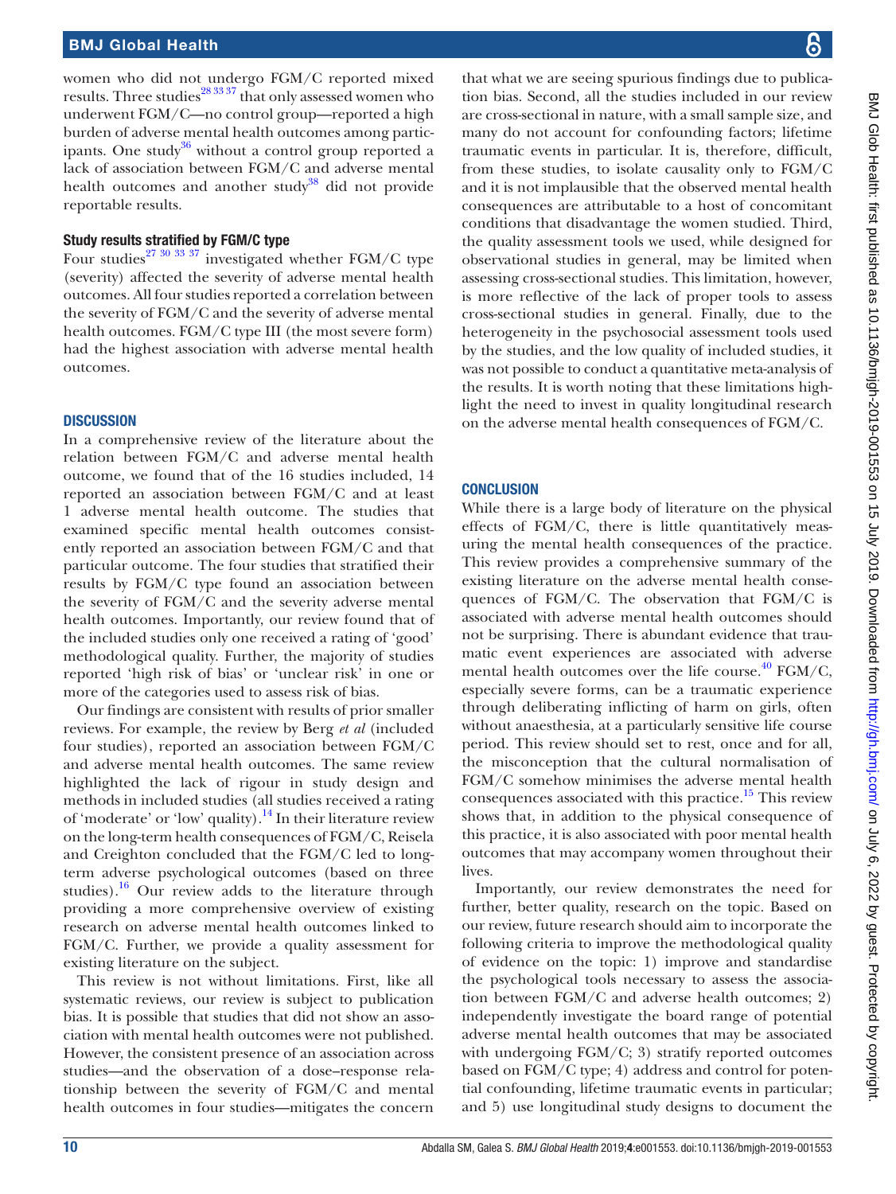women who did not undergo FGM/C reported mixed results. Three studies[28 33 37] that only assessed women who underwent FGM/C—no control group—reported a high burden of adverse mental health outcomes among participants. One study[36] without a control group reported a lack of association between FGM/C and adverse mental health outcomes and another study[38] did not provide reportable results.

### Study results stratified by FGM/C type

Four studies[27 30 33 37] investigated whether FGM/C type (severity) affected the severity of adverse mental health outcomes. All four studies reported a correlation between the severity of FGM/C and the severity of adverse mental health outcomes. FGM/C type III (the most severe form) had the highest association with adverse mental health outcomes.

## DISCUSSION

In a comprehensive review of the literature about the relation between FGM/C and adverse mental health outcome, we found that of the 16 studies included, 14 reported an association between FGM/C and at least 1 adverse mental health outcome. The studies that examined specific mental health outcomes consistently reported an association between FGM/C and that particular outcome. The four studies that stratified their results by FGM/C type found an association between the severity of FGM/C and the severity adverse mental health outcomes. Importantly, our review found that of the included studies only one received a rating of 'good' methodological quality. Further, the majority of studies reported 'high risk of bias' or 'unclear risk' in one or more of the categories used to assess risk of bias.

Our findings are consistent with results of prior smaller reviews. For example, the review by Berg *et al* (included four studies), reported an association between FGM/C and adverse mental health outcomes. The same review highlighted the lack of rigour in study design and methods in included studies (all studies received a rating of 'moderate' or 'low' quality).[14] In their literature review on the long-term health consequences of FGM/C, Reisela and Creighton concluded that the FGM/C led to long-term adverse psychological outcomes (based on three studies).[16] Our review adds to the literature through providing a more comprehensive overview of existing research on adverse mental health outcomes linked to FGM/C. Further, we provide a quality assessment for existing literature on the subject.

This review is not without limitations. First, like all systematic reviews, our review is subject to publication bias. It is possible that studies that did not show an association with mental health outcomes were not published. However, the consistent presence of an association across studies—and the observation of a dose–response relationship between the severity of FGM/C and mental health outcomes in four studies—mitigates the concern that what we are seeing spurious findings due to publication bias. Second, all the studies included in our review are cross-sectional in nature, with a small sample size, and many do not account for confounding factors; lifetime traumatic events in particular. It is, therefore, difficult, from these studies, to isolate causality only to FGM/C and it is not implausible that the observed mental health consequences are attributable to a host of concomitant conditions that disadvantage the women studied. Third, the quality assessment tools we used, while designed for observational studies in general, may be limited when assessing cross-sectional studies. This limitation, however, is more reflective of the lack of proper tools to assess cross-sectional studies in general. Finally, due to the heterogeneity in the psychosocial assessment tools used by the studies, and the low quality of included studies, it was not possible to conduct a quantitative meta-analysis of the results. It is worth noting that these limitations highlight the need to invest in quality longitudinal research on the adverse mental health consequences of FGM/C.

## CONCLUSION

While there is a large body of literature on the physical effects of FGM/C, there is little quantitatively measuring the mental health consequences of the practice. This review provides a comprehensive summary of the existing literature on the adverse mental health consequences of FGM/C. The observation that FGM/C is associated with adverse mental health outcomes should not be surprising. There is abundant evidence that traumatic event experiences are associated with adverse mental health outcomes over the life course.[40] FGM/C, especially severe forms, can be a traumatic experience through deliberating inflicting of harm on girls, often without anaesthesia, at a particularly sensitive life course period. This review should set to rest, once and for all, the misconception that the cultural normalisation of FGM/C somehow minimises the adverse mental health consequences associated with this practice.[15] This review shows that, in addition to the physical consequence of this practice, it is also associated with poor mental health outcomes that may accompany women throughout their lives.

Importantly, our review demonstrates the need for further, better quality, research on the topic. Based on our review, future research should aim to incorporate the following criteria to improve the methodological quality of evidence on the topic: 1) improve and standardise the psychological tools necessary to assess the association between FGM/C and adverse health outcomes; 2) independently investigate the board range of potential adverse mental health outcomes that may be associated with undergoing FGM/C; 3) stratify reported outcomes based on FGM/C type; 4) address and control for potential confounding, lifetime traumatic events in particular; and 5) use longitudinal study designs to document the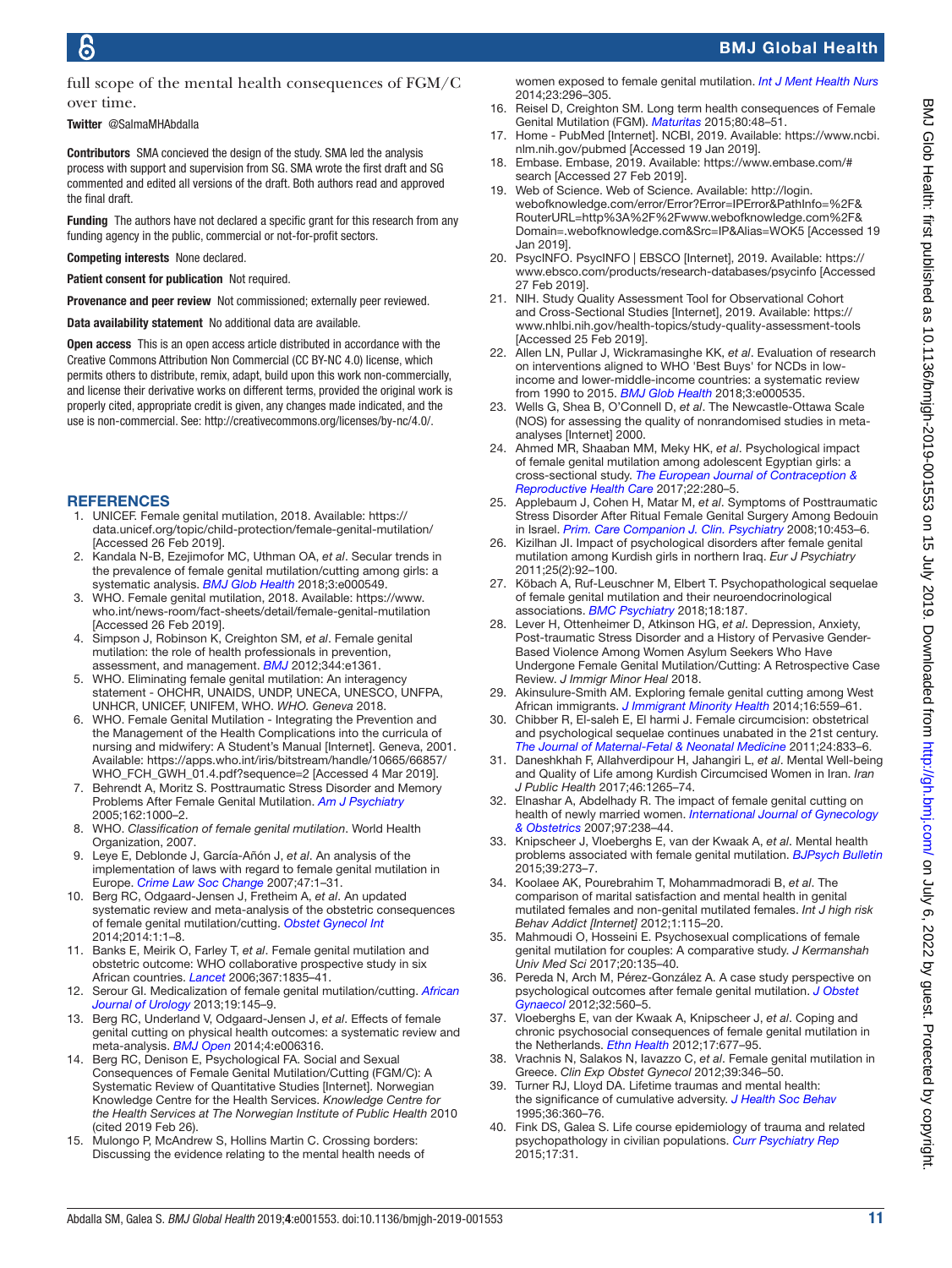full scope of the mental health consequences of FGM/C over time.

**Twitter** @SalmaMHAbdalla

**Contributors** SMA concieved the design of the study. SMA led the analysis process with support and supervision from SG. SMA wrote the first draft and SG commented and edited all versions of the draft. Both authors read and approved the final draft.

**Funding** The authors have not declared a specific grant for this research from any funding agency in the public, commercial or not-for-profit sectors.

**Competing interests** None declared.

**Patient consent for publication** Not required.

**Provenance and peer review** Not commissioned; externally peer reviewed.

**Data availability statement** No additional data are available.

**Open access** This is an open access article distributed in accordance with the Creative Commons Attribution Non Commercial (CC BY-NC 4.0) license, which permits others to distribute, remix, adapt, build upon this work non-commercially, and license their derivative works on different terms, provided the original work is properly cited, appropriate credit is given, any changes made indicated, and the use is non-commercial. See: http://creativecommons.org/licenses/by-nc/4.0/.

## REFERENCES

1. UNICEF. Female genital mutilation, 2018. Available: https://data.unicef.org/topic/child-protection/female-genital-mutilation/ [Accessed 26 Feb 2019].
2. Kandala N-B, Ezejimofor MC, Uthman OA, *et al*. Secular trends in the prevalence of female genital mutilation/cutting among girls: a systematic analysis. *BMJ Glob Health* 2018;3:e000549.
3. WHO. Female genital mutilation, 2018. Available: https://www.who.int/news-room/fact-sheets/detail/female-genital-mutilation [Accessed 26 Feb 2019].
4. Simpson J, Robinson K, Creighton SM, *et al*. Female genital mutilation: the role of health professionals in prevention, assessment, and management. *BMJ* 2012;344:e1361.
5. WHO. Eliminating female genital mutilation: An interagency statement - OHCHR, UNAIDS, UNDP, UNECA, UNESCO, UNFPA, UNHCR, UNICEF, UNIFEM, WHO. *WHO. Geneva* 2018.
6. WHO. Female Genital Mutilation - Integrating the Prevention and the Management of the Health Complications into the curricula of nursing and midwifery: A Student's Manual [Internet]. Geneva, 2001. Available: https://apps.who.int/iris/bitstream/handle/10665/66857/WHO_FCH_GWH_01.4.pdf?sequence=2 [Accessed 4 Mar 2019].
7. Behrendt A, Moritz S. Posttraumatic Stress Disorder and Memory Problems After Female Genital Mutilation. *Am J Psychiatry* 2005;162:1000–2.
8. WHO. *Classification of female genital mutilation*. World Health Organization, 2007.
9. Leye E, Deblonde J, García-Añón J, *et al*. An analysis of the implementation of laws with regard to female genital mutilation in Europe. *Crime Law Soc Change* 2007;47:1–31.
10. Berg RC, Odgaard-Jensen J, Fretheim A, *et al*. An updated systematic review and meta-analysis of the obstetric consequences of female genital mutilation/cutting. *Obstet Gynecol Int* 2014;2014:1–8.
11. Banks E, Meirik O, Farley T, *et al*. Female genital mutilation and obstetric outcome: WHO collaborative prospective study in six African countries. *Lancet* 2006;367:1835–41.
12. Serour GI. Medicalization of female genital mutilation/cutting. *African Journal of Urology* 2013;19:145–9.
13. Berg RC, Underland V, Odgaard-Jensen J, *et al*. Effects of female genital cutting on physical health outcomes: a systematic review and meta-analysis. *BMJ Open* 2014;4:e006316.
14. Berg RC, Denison E, Psychological FA. Social and Sexual Consequences of Female Genital Mutilation/Cutting (FGM/C): A Systematic Review of Quantitative Studies [Internet]. Norwegian Knowledge Centre for the Health Services. *Knowledge Centre for the Health Services at The Norwegian Institute of Public Health* 2010 (cited 2019 Feb 26).
15. Mulongo P, McAndrew S, Hollins Martin C. Crossing borders: Discussing the evidence relating to the mental health needs of women exposed to female genital mutilation. *Int J Ment Health Nurs* 2014;23:296–305.
16. Reisel D, Creighton SM. Long term health consequences of Female Genital Mutilation (FGM). *Maturitas* 2015;80:48–51.
17. Home - PubMed [Internet]. NCBI, 2019. Available: https://www.ncbi.nlm.nih.gov/pubmed [Accessed 19 Jan 2019].
18. Embase. Embase, 2019. Available: https://www.embase.com/#search [Accessed 27 Feb 2019].
19. Web of Science. Web of Science. Available: http://login.webofknowledge.com/error/Error?Error=IPError&PathInfo=%2F&RouterURL=http%3A%2F%2Fwww.webofknowledge.com%2F&Domain=.webofknowledge.com&Src=IP&Alias=WOK5 [Accessed 19 Jan 2019].
20. PsycINFO. PsycINFO | EBSCO [Internet], 2019. Available: https://www.ebsco.com/products/research-databases/psycinfo [Accessed 27 Feb 2019].
21. NIH. Study Quality Assessment Tool for Observational Cohort and Cross-Sectional Studies [Internet], 2019. Available: https://www.nhlbi.nih.gov/health-topics/study-quality-assessment-tools [Accessed 25 Feb 2019].
22. Allen LN, Pullar J, Wickramasinghe KK, *et al*. Evaluation of research on interventions aligned to WHO 'Best Buys' for NCDs in low-income and lower-middle-income countries: a systematic review from 1990 to 2015. *BMJ Glob Health* 2018;3:e000535.
23. Wells G, Shea B, O'Connell D, *et al*. The Newcastle-Ottawa Scale (NOS) for assessing the quality of nonrandomised studies in meta-analyses [Internet] 2000.
24. Ahmed MR, Shaaban MM, Meky HK, *et al*. Psychological impact of female genital mutilation among adolescent Egyptian girls: a cross-sectional study. *The European Journal of Contraception & Reproductive Health Care* 2017;22:280–5.
25. Applebaum J, Cohen H, Matar M, *et al*. Symptoms of Posttraumatic Stress Disorder After Ritual Female Genital Surgery Among Bedouin in Israel. *Prim. Care Companion J. Clin. Psychiatry* 2008;10:453–6.
26. Kizilhan JI. Impact of psychological disorders after female genital mutilation among Kurdish girls in northern Iraq. *Eur J Psychiatry* 2011;25(2):92–100.
27. Köbach A, Ruf-Leuschner M, Elbert T. Psychopathological sequelae of female genital mutilation and their neuroendocrinological associations. *BMC Psychiatry* 2018;18:187.
28. Lever H, Ottenheimer D, Atkinson HG, *et al*. Depression, Anxiety, Post-traumatic Stress Disorder and a History of Pervasive Gender-Based Violence Among Women Asylum Seekers Who Have Undergone Female Genital Mutilation/Cutting: A Retrospective Case Review. *J Immigr Minor Heal* 2018.
29. Akinsulure-Smith AM. Exploring female genital cutting among West African immigrants. *J Immigrant Minority Health* 2014;16:559–61.
30. Chibber R, El-saleh E, El harmi J. Female circumcision: obstetrical and psychological sequelae continues unabated in the 21st century. *The Journal of Maternal-Fetal & Neonatal Medicine* 2011;24:833–6.
31. Daneshkhah F, Allahverdipour H, Jahangiri L, *et al*. Mental Well-being and Quality of Life among Kurdish Circumcised Women in Iran. *Iran J Public Health* 2017;46:1265–74.
32. Elnashar A, Abdelhady R. The impact of female genital cutting on health of newly married women. *International Journal of Gynecology & Obstetrics* 2007;97:238–44.
33. Knipscheer J, Vloeberghs E, van der Kwaak A, *et al*. Mental health problems associated with female genital mutilation. *BJPsych Bulletin* 2015;39:273–7.
34. Koolaee AK, Pourebrahim T, Mohammadmoradi B, *et al*. The comparison of marital satisfaction and mental health in genital mutilated females and non-genital mutilated females. *Int J high risk Behav Addict [Internet]* 2012;1:115–20.
35. Mahmoudi O, Hosseini E. Psychosexual complications of female genital mutilation for couples: A comparative study. *J Kermanshah Univ Med Sci* 2017;20:135–40.
36. Pereda N, Arch M, Pérez-González A. A case study perspective on psychological outcomes after female genital mutilation. *J Obstet Gynaecol* 2012;32:560–5.
37. Vloeberghs E, van der Kwaak A, Knipscheer J, *et al*. Coping and chronic psychosocial consequences of female genital mutilation in the Netherlands. *Ethn Health* 2012;17:677–95.
38. Vrachnis N, Salakos N, Iavazzo C, *et al*. Female genital mutilation in Greece. *Clin Exp Obstet Gynecol* 2012;39:346–50.
39. Turner RJ, Lloyd DA. Lifetime traumas and mental health: the significance of cumulative adversity. *J Health Soc Behav* 1995;36:360–76.
40. Fink DS, Galea S. Life course epidemiology of trauma and related psychopathology in civilian populations. *Curr Psychiatry Rep* 2015;17:31.